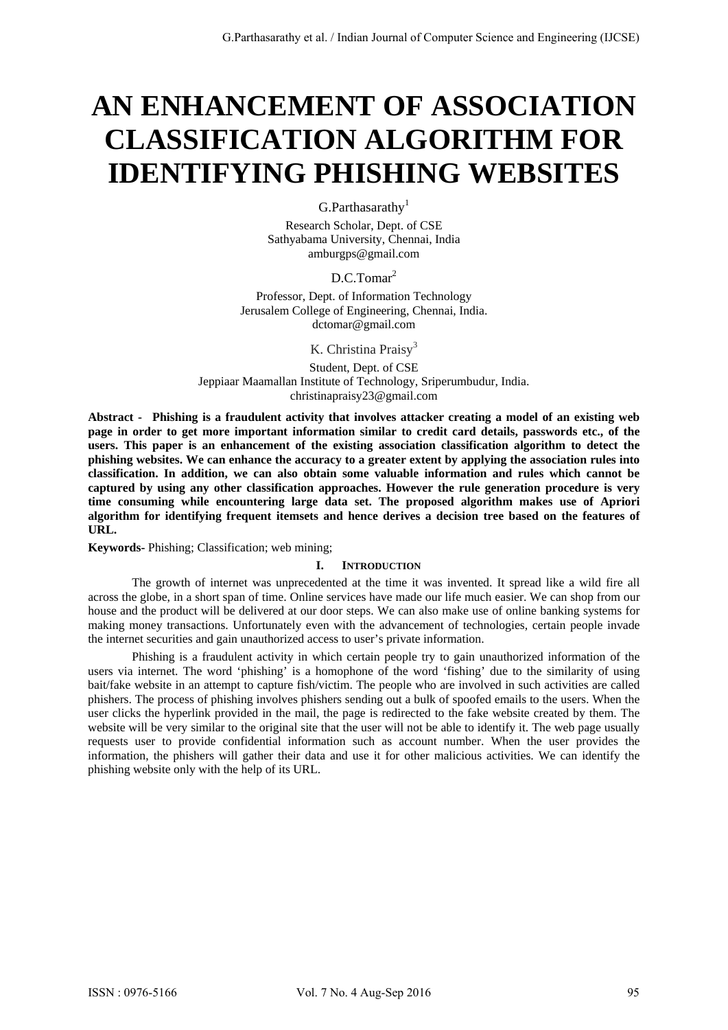# AN ENHANCEMENT OF ASSOCIATION CLASSIFICATION ALGORITHM FOR IDENTIFYING PHISHING WEBSITES

G.Parthasarathy[1]

Research Scholar, Dept. of CSE
Sathyabama University, Chennai, India
amburgps@gmail.com

D.C.Tomar[2]

Professor, Dept. of Information Technology
Jerusalem College of Engineering, Chennai, India.
dctomar@gmail.com

K. Christina Praisy[3]

Student, Dept. of CSE
Jeppiaar Maamallan Institute of Technology, Sriperumbudur, India.
christinapraisy23@gmail.com

**Abstract - Phishing is a fraudulent activity that involves attacker creating a model of an existing web page in order to get more important information similar to credit card details, passwords etc., of the users. This paper is an enhancement of the existing association classification algorithm to detect the phishing websites. We can enhance the accuracy to a greater extent by applying the association rules into classification. In addition, we can also obtain some valuable information and rules which cannot be captured by using any other classification approaches. However the rule generation procedure is very time consuming while encountering large data set. The proposed algorithm makes use of Apriori algorithm for identifying frequent itemsets and hence derives a decision tree based on the features of URL.**

**Keywords-** Phishing; Classification; web mining;

## I. Introduction

The growth of internet was unprecedented at the time it was invented. It spread like a wild fire all across the globe, in a short span of time. Online services have made our life much easier. We can shop from our house and the product will be delivered at our door steps. We can also make use of online banking systems for making money transactions. Unfortunately even with the advancement of technologies, certain people invade the internet securities and gain unauthorized access to user's private information.

Phishing is a fraudulent activity in which certain people try to gain unauthorized information of the users via internet. The word 'phishing' is a homophone of the word 'fishing' due to the similarity of using bait/fake website in an attempt to capture fish/victim. The people who are involved in such activities are called phishers. The process of phishing involves phishers sending out a bulk of spoofed emails to the users. When the user clicks the hyperlink provided in the mail, the page is redirected to the fake website created by them. The website will be very similar to the original site that the user will not be able to identify it. The web page usually requests user to provide confidential information such as account number. When the user provides the information, the phishers will gather their data and use it for other malicious activities. We can identify the phishing website only with the help of its URL.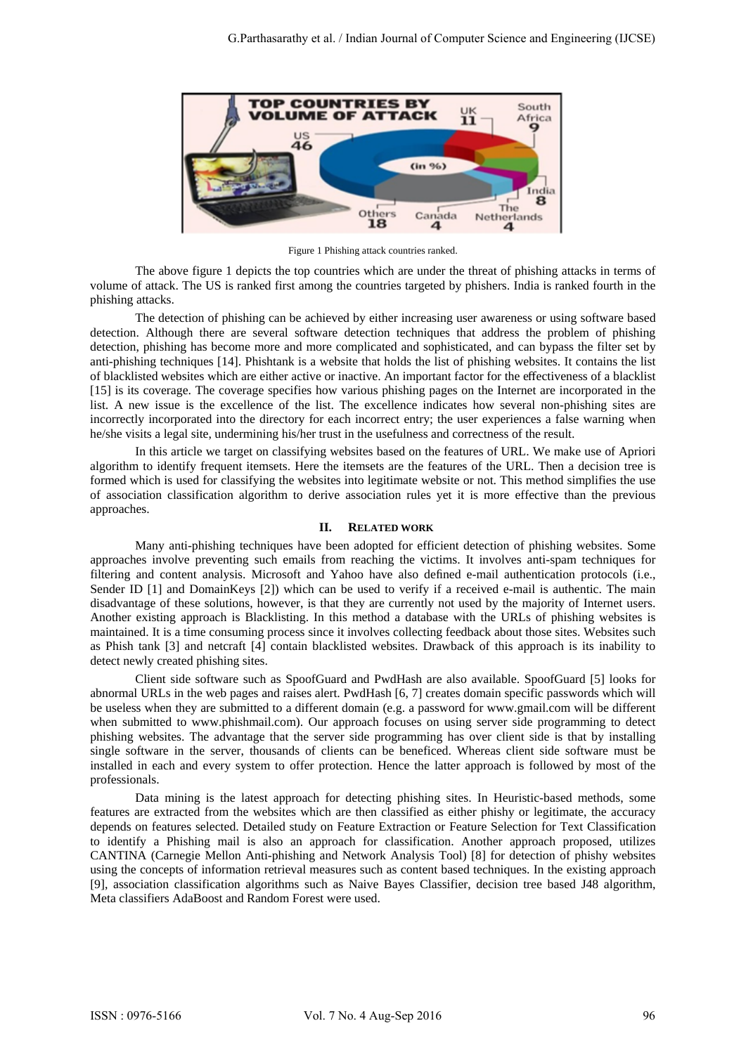Figure 1 Phishing attack countries ranked.

The above figure 1 depicts the top countries which are under the threat of phishing attacks in terms of volume of attack. The US is ranked first among the countries targeted by phishers. India is ranked fourth in the phishing attacks.

The detection of phishing can be achieved by either increasing user awareness or using software based detection. Although there are several software detection techniques that address the problem of phishing detection, phishing has become more and more complicated and sophisticated, and can bypass the filter set by anti-phishing techniques [14]. Phishtank is a website that holds the list of phishing websites. It contains the list of blacklisted websites which are either active or inactive. An important factor for the effectiveness of a blacklist [15] is its coverage. The coverage specifies how various phishing pages on the Internet are incorporated in the list. A new issue is the excellence of the list. The excellence indicates how several non-phishing sites are incorrectly incorporated into the directory for each incorrect entry; the user experiences a false warning when he/she visits a legal site, undermining his/her trust in the usefulness and correctness of the result.

In this article we target on classifying websites based on the features of URL. We make use of Apriori algorithm to identify frequent itemsets. Here the itemsets are the features of the URL. Then a decision tree is formed which is used for classifying the websites into legitimate website or not. This method simplifies the use of association classification algorithm to derive association rules yet it is more effective than the previous approaches.

## II. Related work

Many anti-phishing techniques have been adopted for efficient detection of phishing websites. Some approaches involve preventing such emails from reaching the victims. It involves anti-spam techniques for filtering and content analysis. Microsoft and Yahoo have also defined e-mail authentication protocols (i.e., Sender ID [1] and DomainKeys [2]) which can be used to verify if a received e-mail is authentic. The main disadvantage of these solutions, however, is that they are currently not used by the majority of Internet users. Another existing approach is Blacklisting. In this method a database with the URLs of phishing websites is maintained. It is a time consuming process since it involves collecting feedback about those sites. Websites such as Phish tank [3] and netcraft [4] contain blacklisted websites. Drawback of this approach is its inability to detect newly created phishing sites.

Client side software such as SpoofGuard and PwdHash are also available. SpoofGuard [5] looks for abnormal URLs in the web pages and raises alert. PwdHash [6, 7] creates domain specific passwords which will be useless when they are submitted to a different domain (e.g. a password for www.gmail.com will be different when submitted to www.phishmail.com). Our approach focuses on using server side programming to detect phishing websites. The advantage that the server side programming has over client side is that by installing single software in the server, thousands of clients can be beneficed. Whereas client side software must be installed in each and every system to offer protection. Hence the latter approach is followed by most of the professionals.

Data mining is the latest approach for detecting phishing sites. In Heuristic-based methods, some features are extracted from the websites which are then classified as either phishy or legitimate, the accuracy depends on features selected. Detailed study on Feature Extraction or Feature Selection for Text Classification to identify a Phishing mail is also an approach for classification. Another approach proposed, utilizes CANTINA (Carnegie Mellon Anti-phishing and Network Analysis Tool) [8] for detection of phishy websites using the concepts of information retrieval measures such as content based techniques. In the existing approach [9], association classification algorithms such as Naive Bayes Classifier, decision tree based J48 algorithm, Meta classifiers AdaBoost and Random Forest were used.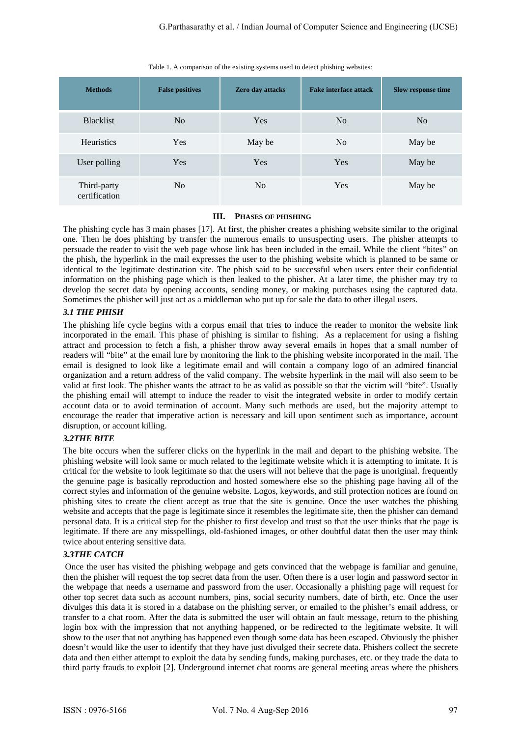Table 1. A comparison of the existing systems used to detect phishing websites:

| Methods | False positives | Zero day attacks | Fake interface attack | Slow response time |
|---|---|---|---|---|
| Blacklist | No | Yes | No | No |
| Heuristics | Yes | May be | No | May be |
| User polling | Yes | Yes | Yes | May be |
| Third-party certification | No | No | Yes | May be |

## III. PHASES OF PHISHING

The phishing cycle has 3 main phases [17]. At first, the phisher creates a phishing website similar to the original one. Then he does phishing by transfer the numerous emails to unsuspecting users. The phisher attempts to persuade the reader to visit the web page whose link has been included in the email. While the client "bites" on the phish, the hyperlink in the mail expresses the user to the phishing website which is planned to be same or identical to the legitimate destination site. The phish said to be successful when users enter their confidential information on the phishing page which is then leaked to the phisher. At a later time, the phisher may try to develop the secret data by opening accounts, sending money, or making purchases using the captured data. Sometimes the phisher will just act as a middleman who put up for sale the data to other illegal users.

### *3.1 THE PHISH*

The phishing life cycle begins with a corpus email that tries to induce the reader to monitor the website link incorporated in the email. This phase of phishing is similar to fishing. As a replacement for using a fishing attract and procession to fetch a fish, a phisher throw away several emails in hopes that a small number of readers will "bite" at the email lure by monitoring the link to the phishing website incorporated in the mail. The email is designed to look like a legitimate email and will contain a company logo of an admired financial organization and a return address of the valid company. The website hyperlink in the mail will also seem to be valid at first look. The phisher wants the attract to be as valid as possible so that the victim will "bite". Usually the phishing email will attempt to induce the reader to visit the integrated website in order to modify certain account data or to avoid termination of account. Many such methods are used, but the majority attempt to encourage the reader that imperative action is necessary and kill upon sentiment such as importance, account disruption, or account killing.

### *3.2THE BITE*

The bite occurs when the sufferer clicks on the hyperlink in the mail and depart to the phishing website. The phishing website will look same or much related to the legitimate website which it is attempting to imitate. It is critical for the website to look legitimate so that the users will not believe that the page is unoriginal. frequently the genuine page is basically reproduction and hosted somewhere else so the phishing page having all of the correct styles and information of the genuine website. Logos, keywords, and still protection notices are found on phishing sites to create the client accept as true that the site is genuine. Once the user watches the phishing website and accepts that the page is legitimate since it resembles the legitimate site, then the phisher can demand personal data. It is a critical step for the phisher to first develop and trust so that the user thinks that the page is legitimate. If there are any misspellings, old-fashioned images, or other doubtful datat then the user may think twice about entering sensitive data.

### *3.3THE CATCH*

Once the user has visited the phishing webpage and gets convinced that the webpage is familiar and genuine, then the phisher will request the top secret data from the user. Often there is a user login and password sector in the webpage that needs a username and password from the user. Occasionally a phishing page will request for other top secret data such as account numbers, pins, social security numbers, date of birth, etc. Once the user divulges this data it is stored in a database on the phishing server, or emailed to the phisher's email address, or transfer to a chat room. After the data is submitted the user will obtain an fault message, return to the phishing login box with the impression that not anything happened, or be redirected to the legitimate website. It will show to the user that not anything has happened even though some data has been escaped. Obviously the phisher doesn't would like the user to identify that they have just divulged their secrete data. Phishers collect the secrete data and then either attempt to exploit the data by sending funds, making purchases, etc. or they trade the data to third party frauds to exploit [2]. Underground internet chat rooms are general meeting areas where the phishers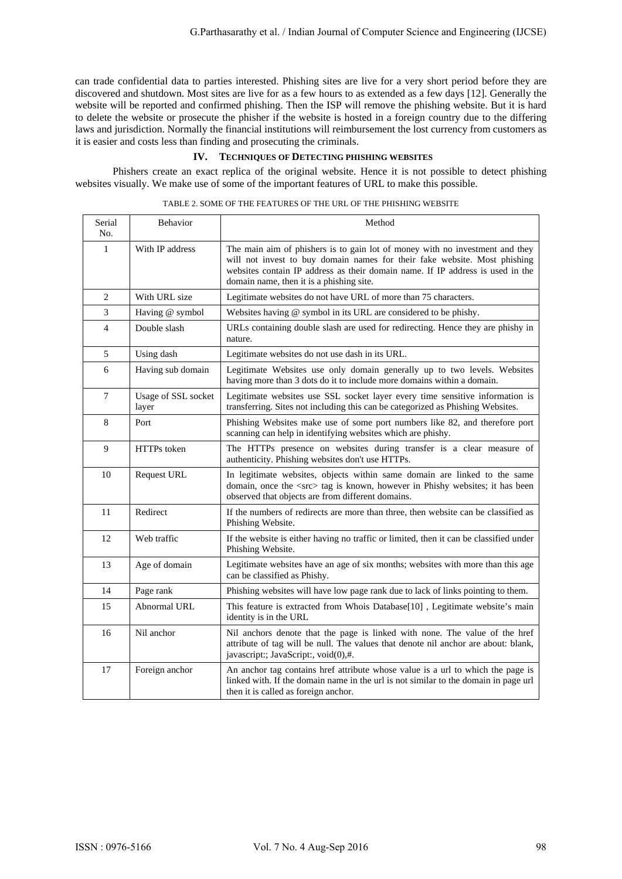can trade confidential data to parties interested. Phishing sites are live for a very short period before they are discovered and shutdown. Most sites are live for as a few hours to as extended as a few days [12]. Generally the website will be reported and confirmed phishing. Then the ISP will remove the phishing website. But it is hard to delete the website or prosecute the phisher if the website is hosted in a foreign country due to the differing laws and jurisdiction. Normally the financial institutions will reimbursement the lost currency from customers as it is easier and costs less than finding and prosecuting the criminals.

## IV. TECHNIQUES OF DETECTING PHISHING WEBSITES

Phishers create an exact replica of the original website. Hence it is not possible to detect phishing websites visually. We make use of some of the important features of URL to make this possible.

TABLE 2. SOME OF THE FEATURES OF THE URL OF THE PHISHING WEBSITE

| Serial No. | Behavior | Method |
|---|---|---|
| 1 | With IP address | The main aim of phishers is to gain lot of money with no investment and they will not invest to buy domain names for their fake website. Most phishing websites contain IP address as their domain name. If IP address is used in the domain name, then it is a phishing site. |
| 2 | With URL size | Legitimate websites do not have URL of more than 75 characters. |
| 3 | Having @ symbol | Websites having @ symbol in its URL are considered to be phishy. |
| 4 | Double slash | URLs containing double slash are used for redirecting. Hence they are phishy in nature. |
| 5 | Using dash | Legitimate websites do not use dash in its URL. |
| 6 | Having sub domain | Legitimate Websites use only domain generally up to two levels. Websites having more than 3 dots do it to include more domains within a domain. |
| 7 | Usage of SSL socket layer | Legitimate websites use SSL socket layer every time sensitive information is transferring. Sites not including this can be categorized as Phishing Websites. |
| 8 | Port | Phishing Websites make use of some port numbers like 82, and therefore port scanning can help in identifying websites which are phishy. |
| 9 | HTTPs token | The HTTPs presence on websites during transfer is a clear measure of authenticity. Phishing websites don't use HTTPs. |
| 10 | Request URL | In legitimate websites, objects within same domain are linked to the same domain, once the <src> tag is known, however in Phishy websites; it has been observed that objects are from different domains. |
| 11 | Redirect | If the numbers of redirects are more than three, then website can be classified as Phishing Website. |
| 12 | Web traffic | If the website is either having no traffic or limited, then it can be classified under Phishing Website. |
| 13 | Age of domain | Legitimate websites have an age of six months; websites with more than this age can be classified as Phishy. |
| 14 | Page rank | Phishing websites will have low page rank due to lack of links pointing to them. |
| 15 | Abnormal URL | This feature is extracted from Whois Database[10] , Legitimate website's main identity is in the URL |
| 16 | Nil anchor | Nil anchors denote that the page is linked with none. The value of the href attribute of tag will be null. The values that denote nil anchor are about: blank, javascript:; JavaScript:, void(0),#. |
| 17 | Foreign anchor | An anchor tag contains href attribute whose value is a url to which the page is linked with. If the domain name in the url is not similar to the domain in page url then it is called as foreign anchor. |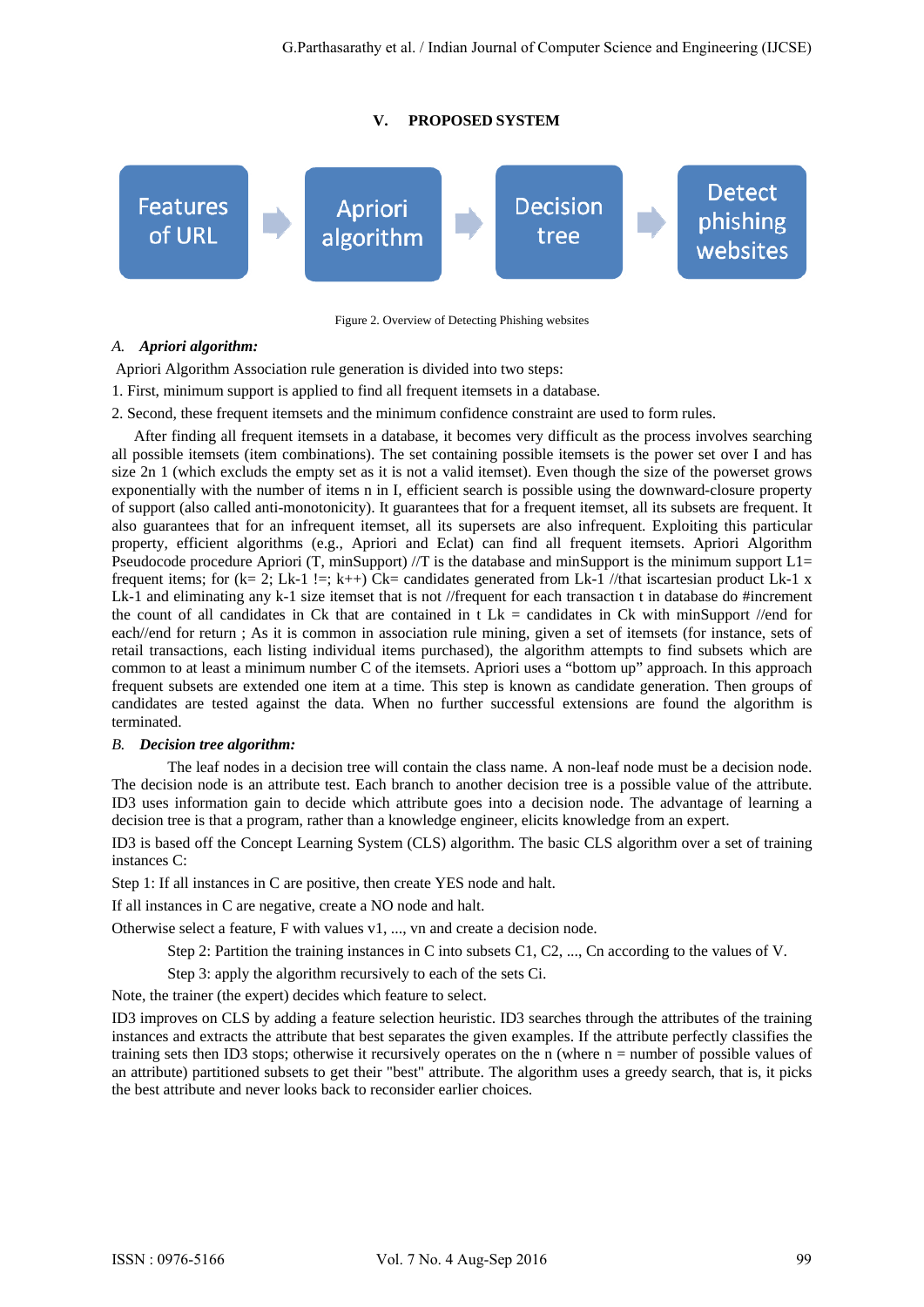## V. PROPOSED SYSTEM

Features of URL → Apriori algorithm → Decision tree → Detect phishing websites

Figure 2. Overview of Detecting Phishing websites

### A. *Apriori algorithm:*

Apriori Algorithm Association rule generation is divided into two steps:

1. First, minimum support is applied to find all frequent itemsets in a database.
2. Second, these frequent itemsets and the minimum confidence constraint are used to form rules.

After finding all frequent itemsets in a database, it becomes very difficult as the process involves searching all possible itemsets (item combinations). The set containing possible itemsets is the power set over I and has size 2n 1 (which excluds the empty set as it is not a valid itemset). Even though the size of the powerset grows exponentially with the number of items n in I, efficient search is possible using the downward-closure property of support (also called anti-monotonicity). It guarantees that for a frequent itemset, all its subsets are frequent. It also guarantees that for an infrequent itemset, all its supersets are also infrequent. Exploiting this particular property, efficient algorithms (e.g., Apriori and Eclat) can find all frequent itemsets. Apriori Algorithm Pseudocode procedure Apriori (T, minSupport) //T is the database and minSupport is the minimum support L1= frequent items; for (k= 2; Lk-1 !=; k++) Ck= candidates generated from Lk-1 //that iscartesian product Lk-1 x Lk-1 and eliminating any k-1 size itemset that is not //frequent for each transaction t in database do #increment the count of all candidates in Ck that are contained in t Lk = candidates in Ck with minSupport //end for each//end for return ; As it is common in association rule mining, given a set of itemsets (for instance, sets of retail transactions, each listing individual items purchased), the algorithm attempts to find subsets which are common to at least a minimum number C of the itemsets. Apriori uses a "bottom up" approach. In this approach frequent subsets are extended one item at a time. This step is known as candidate generation. Then groups of candidates are tested against the data. When no further successful extensions are found the algorithm is terminated.

### B. *Decision tree algorithm:*

The leaf nodes in a decision tree will contain the class name. A non-leaf node must be a decision node. The decision node is an attribute test. Each branch to another decision tree is a possible value of the attribute. ID3 uses information gain to decide which attribute goes into a decision node. The advantage of learning a decision tree is that a program, rather than a knowledge engineer, elicits knowledge from an expert.

ID3 is based off the Concept Learning System (CLS) algorithm. The basic CLS algorithm over a set of training instances C:

Step 1: If all instances in C are positive, then create YES node and halt.

If all instances in C are negative, create a NO node and halt.

Otherwise select a feature, F with values v1, ..., vn and create a decision node.

Step 2: Partition the training instances in C into subsets C1, C2, ..., Cn according to the values of V.

Step 3: apply the algorithm recursively to each of the sets Ci.

Note, the trainer (the expert) decides which feature to select.

ID3 improves on CLS by adding a feature selection heuristic. ID3 searches through the attributes of the training instances and extracts the attribute that best separates the given examples. If the attribute perfectly classifies the training sets then ID3 stops; otherwise it recursively operates on the n (where n = number of possible values of an attribute) partitioned subsets to get their "best" attribute. The algorithm uses a greedy search, that is, it picks the best attribute and never looks back to reconsider earlier choices.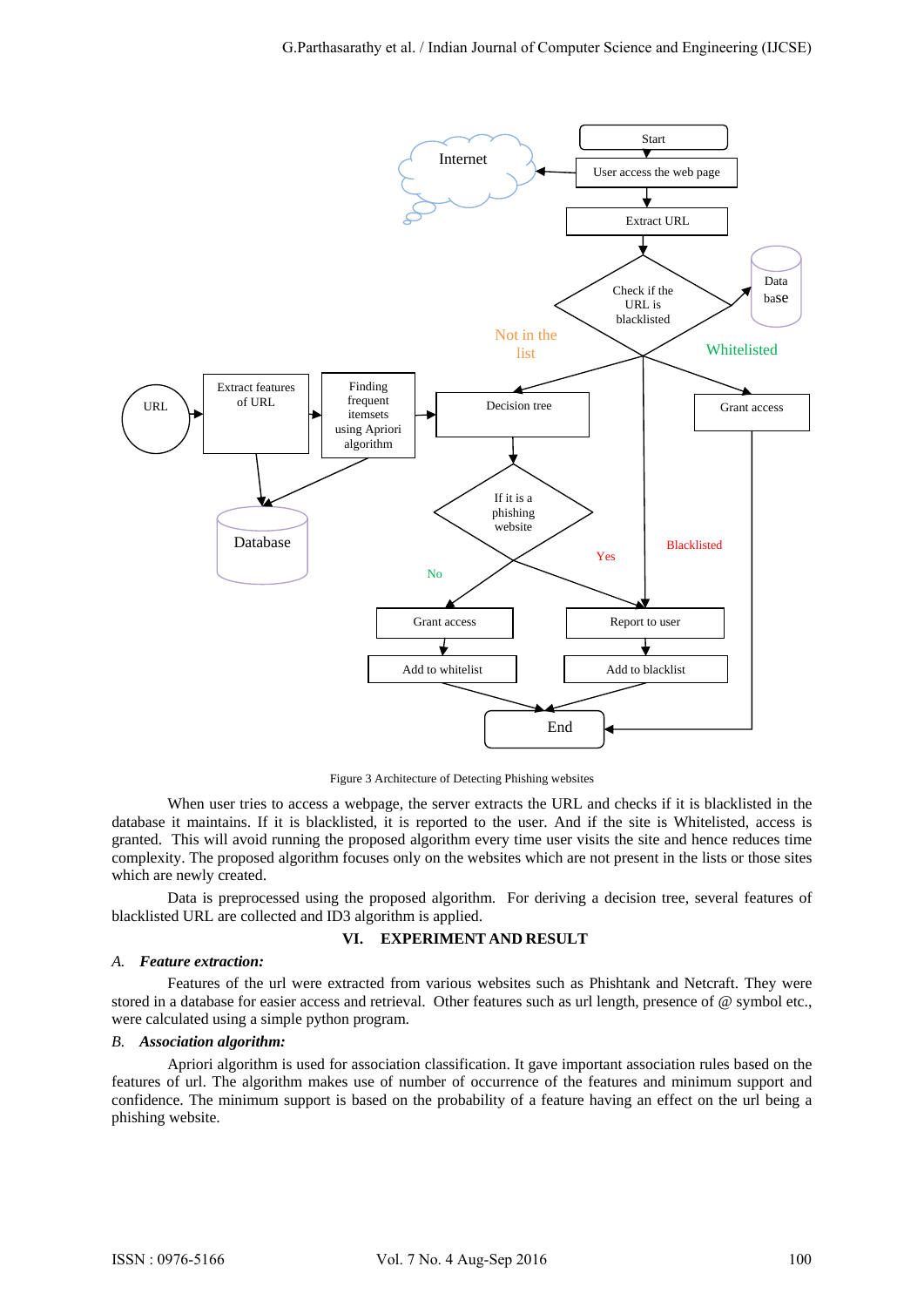Figure 3 Architecture of Detecting Phishing websites

When user tries to access a webpage, the server extracts the URL and checks if it is blacklisted in the database it maintains. If it is blacklisted, it is reported to the user. And if the site is Whitelisted, access is granted. This will avoid running the proposed algorithm every time user visits the site and hence reduces time complexity. The proposed algorithm focuses only on the websites which are not present in the lists or those sites which are newly created.

Data is preprocessed using the proposed algorithm. For deriving a decision tree, several features of blacklisted URL are collected and ID3 algorithm is applied.

## VI. EXPERIMENT AND RESULT

### *A. Feature extraction:*

Features of the url were extracted from various websites such as Phishtank and Netcraft. They were stored in a database for easier access and retrieval. Other features such as url length, presence of @ symbol etc., were calculated using a simple python program.

### *B. Association algorithm:*

Apriori algorithm is used for association classification. It gave important association rules based on the features of url. The algorithm makes use of number of occurrence of the features and minimum support and confidence. The minimum support is based on the probability of a feature having an effect on the url being a phishing website.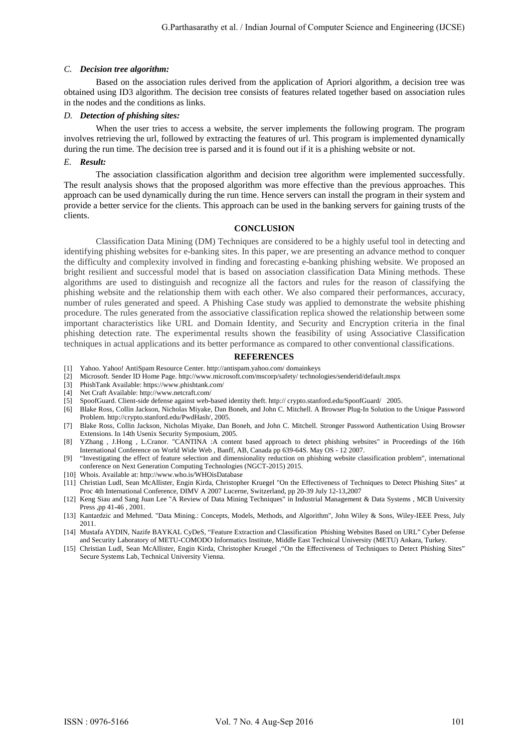### C. *Decision tree algorithm:*

Based on the association rules derived from the application of Apriori algorithm, a decision tree was obtained using ID3 algorithm. The decision tree consists of features related together based on association rules in the nodes and the conditions as links.

### D. *Detection of phishing sites:*

When the user tries to access a website, the server implements the following program. The program involves retrieving the url, followed by extracting the features of url. This program is implemented dynamically during the run time. The decision tree is parsed and it is found out if it is a phishing website or not.

### E. *Result:*

The association classification algorithm and decision tree algorithm were implemented successfully. The result analysis shows that the proposed algorithm was more effective than the previous approaches. This approach can be used dynamically during the run time. Hence servers can install the program in their system and provide a better service for the clients. This approach can be used in the banking servers for gaining trusts of the clients.

## CONCLUSION

Classification Data Mining (DM) Techniques are considered to be a highly useful tool in detecting and identifying phishing websites for e-banking sites. In this paper, we are presenting an advance method to conquer the difficulty and complexity involved in finding and forecasting e-banking phishing website. We proposed an bright resilient and successful model that is based on association classification Data Mining methods. These algorithms are used to distinguish and recognize all the factors and rules for the reason of classifying the phishing website and the relationship them with each other. We also compared their performances, accuracy, number of rules generated and speed. A Phishing Case study was applied to demonstrate the website phishing procedure. The rules generated from the associative classification replica showed the relationship between some important characteristics like URL and Domain Identity, and Security and Encryption criteria in the final phishing detection rate. The experimental results shown the feasibility of using Associative Classification techniques in actual applications and its better performance as compared to other conventional classifications.

## REFERENCES

[1] Yahoo. Yahoo! AntiSpam Resource Center. http://antispam.yahoo.com/ domainkeys

[2] Microsoft. Sender ID Home Page. http://www.microsoft.com/mscorp/safety/ technologies/senderid/default.mspx

[3] PhishTank Available: https://www.phishtank.com/

[4] Net Craft Available: http://www.netcraft.com/

[5] SpoofGuard. Client-side defense against web-based identity theft. http:// crypto.stanford.edu/SpoofGuard/ 2005.

[6] Blake Ross, Collin Jackson, Nicholas Miyake, Dan Boneh, and John C. Mitchell. A Browser Plug-In Solution to the Unique Password Problem. http://crypto.stanford.edu/PwdHash/, 2005.

[7] Blake Ross, Collin Jackson, Nicholas Miyake, Dan Boneh, and John C. Mitchell. Stronger Password Authentication Using Browser Extensions. In 14th Usenix Security Symposium, 2005.

[8] YZhang , J.Hong , L.Cranor. "CANTINA :A content based approach to detect phishing websites" in Proceedings of the 16th International Conference on World Wide Web , Banff, AB, Canada pp 639-64S. May OS - 12 2007.

[9] "Investigating the effect of feature selection and dimensionality reduction on phishing website classification problem", international conference on Next Generation Computing Technologies (NGCT-2015) 2015.

[10] Whois. Available at: http://www.who.is/WHOisDatabase

[11] Christian Ludl, Sean McAllister, Engin Kirda, Christopher Kruegel "On the Effectiveness of Techniques to Detect Phishing Sites" at Proc 4th International Conference, DIMV A 2007 Lucerne, Switzerland, pp 20-39 July 12-13,2007

[12] Keng Siau and Sang Juan Lee "A Review of Data Mining Techniques" in Industrial Management & Data Systems , MCB University Press ,pp 41-46 , 2001.

[13] Kantardzic and Mehmed. "Data Mining.: Concepts, Models, Methods, and Algorithm", John Wiley & Sons, Wiley-IEEE Press, July 2011.

[14] Mustafa AYDIN, Nazife BAYKAL CyDeS, "Feature Extraction and Classification Phishing Websites Based on URL" Cyber Defense and Security Laboratory of METU-COMODO Informatics Institute, Middle East Technical University (METU) Ankara, Turkey.

[15] Christian Ludl, Sean McAllister, Engin Kirda, Christopher Kruegel ,"On the Effectiveness of Techniques to Detect Phishing Sites" Secure Systems Lab, Technical University Vienna.